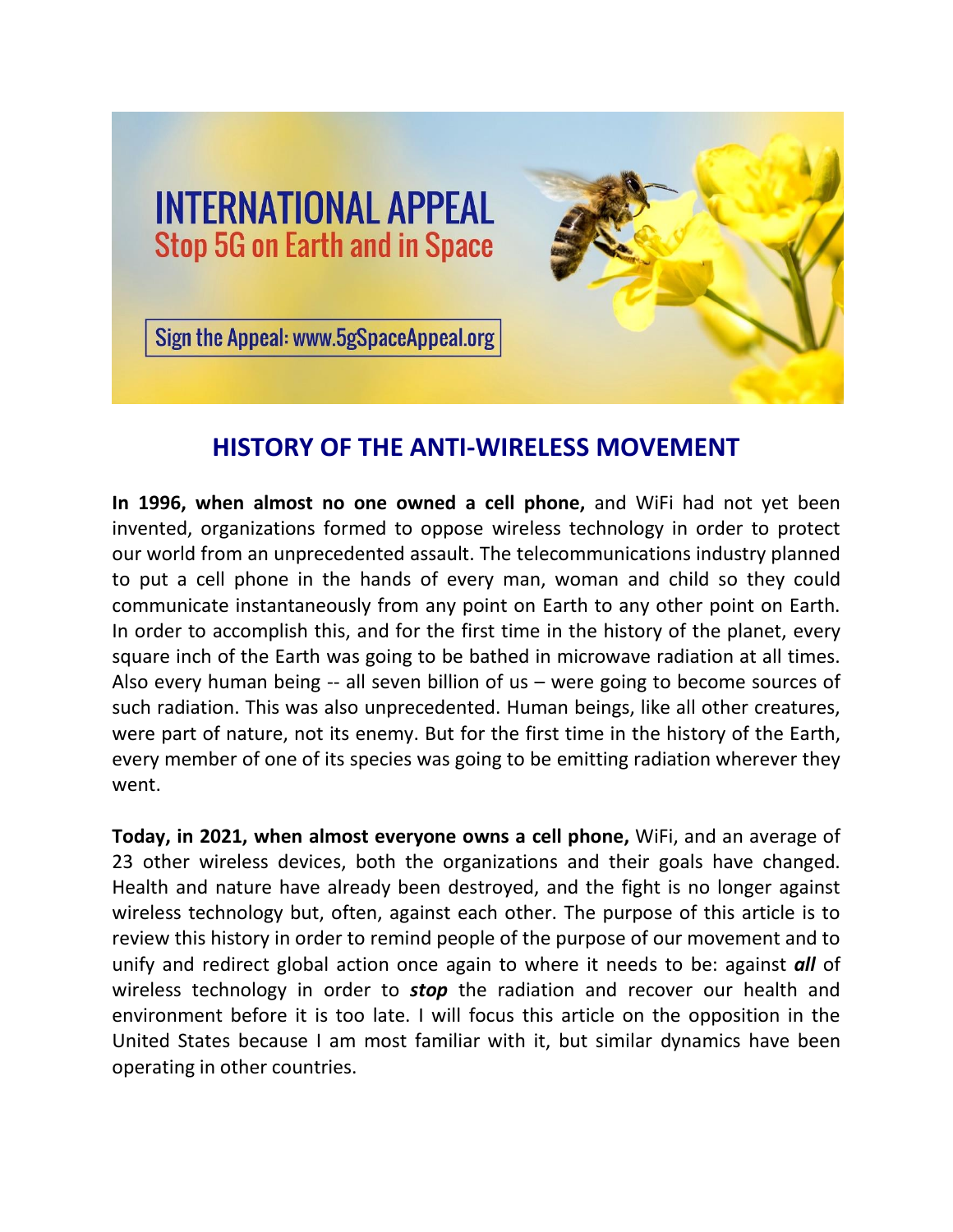INTERNATIONAL APPEAL
Stop 5G on Earth and in Space

Sign the Appeal: www.5gSpaceAppeal.org

## HISTORY OF THE ANTI-WIRELESS MOVEMENT

**In 1996, when almost no one owned a cell phone,** and WiFi had not yet been invented, organizations formed to oppose wireless technology in order to protect our world from an unprecedented assault. The telecommunications industry planned to put a cell phone in the hands of every man, woman and child so they could communicate instantaneously from any point on Earth to any other point on Earth. In order to accomplish this, and for the first time in the history of the planet, every square inch of the Earth was going to be bathed in microwave radiation at all times. Also every human being -- all seven billion of us – were going to become sources of such radiation. This was also unprecedented. Human beings, like all other creatures, were part of nature, not its enemy. But for the first time in the history of the Earth, every member of one of its species was going to be emitting radiation wherever they went.

**Today, in 2021, when almost everyone owns a cell phone,** WiFi, and an average of 23 other wireless devices, both the organizations and their goals have changed. Health and nature have already been destroyed, and the fight is no longer against wireless technology but, often, against each other. The purpose of this article is to review this history in order to remind people of the purpose of our movement and to unify and redirect global action once again to where it needs to be: against ***all*** of wireless technology in order to ***stop*** the radiation and recover our health and environment before it is too late. I will focus this article on the opposition in the United States because I am most familiar with it, but similar dynamics have been operating in other countries.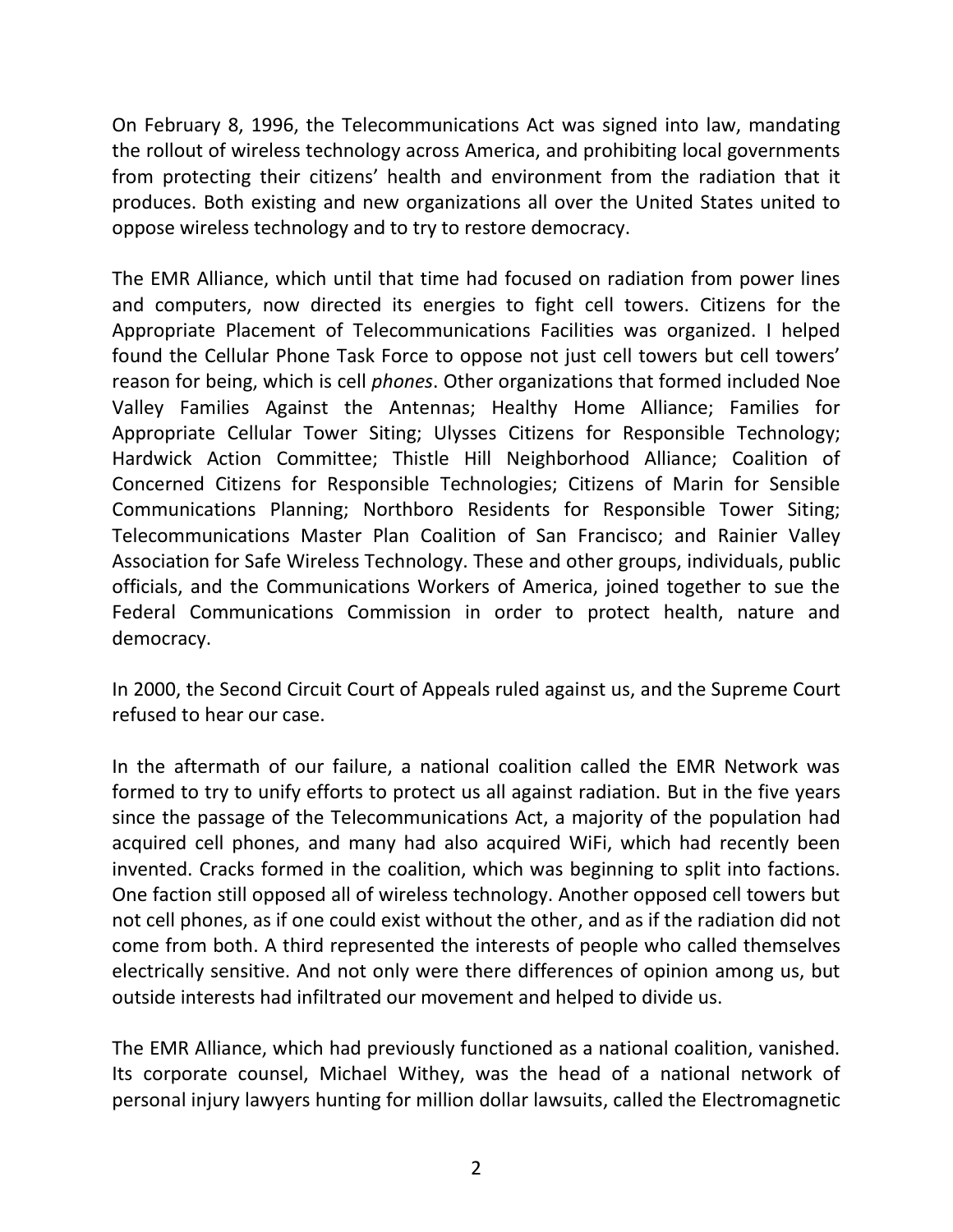On February 8, 1996, the Telecommunications Act was signed into law, mandating the rollout of wireless technology across America, and prohibiting local governments from protecting their citizens' health and environment from the radiation that it produces. Both existing and new organizations all over the United States united to oppose wireless technology and to try to restore democracy.

The EMR Alliance, which until that time had focused on radiation from power lines and computers, now directed its energies to fight cell towers. Citizens for the Appropriate Placement of Telecommunications Facilities was organized. I helped found the Cellular Phone Task Force to oppose not just cell towers but cell towers' reason for being, which is cell *phones*. Other organizations that formed included Noe Valley Families Against the Antennas; Healthy Home Alliance; Families for Appropriate Cellular Tower Siting; Ulysses Citizens for Responsible Technology; Hardwick Action Committee; Thistle Hill Neighborhood Alliance; Coalition of Concerned Citizens for Responsible Technologies; Citizens of Marin for Sensible Communications Planning; Northboro Residents for Responsible Tower Siting; Telecommunications Master Plan Coalition of San Francisco; and Rainier Valley Association for Safe Wireless Technology. These and other groups, individuals, public officials, and the Communications Workers of America, joined together to sue the Federal Communications Commission in order to protect health, nature and democracy.

In 2000, the Second Circuit Court of Appeals ruled against us, and the Supreme Court refused to hear our case.

In the aftermath of our failure, a national coalition called the EMR Network was formed to try to unify efforts to protect us all against radiation. But in the five years since the passage of the Telecommunications Act, a majority of the population had acquired cell phones, and many had also acquired WiFi, which had recently been invented. Cracks formed in the coalition, which was beginning to split into factions. One faction still opposed all of wireless technology. Another opposed cell towers but not cell phones, as if one could exist without the other, and as if the radiation did not come from both. A third represented the interests of people who called themselves electrically sensitive. And not only were there differences of opinion among us, but outside interests had infiltrated our movement and helped to divide us.

The EMR Alliance, which had previously functioned as a national coalition, vanished. Its corporate counsel, Michael Withey, was the head of a national network of personal injury lawyers hunting for million dollar lawsuits, called the Electromagnetic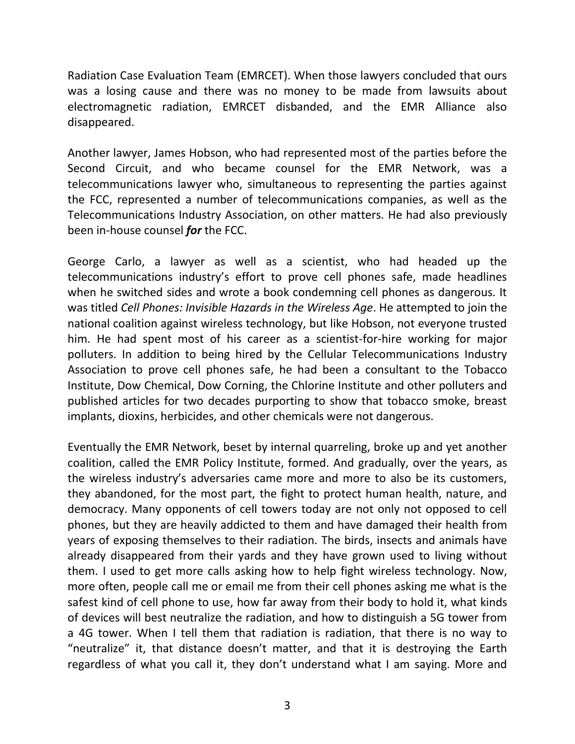Radiation Case Evaluation Team (EMRCET). When those lawyers concluded that ours was a losing cause and there was no money to be made from lawsuits about electromagnetic radiation, EMRCET disbanded, and the EMR Alliance also disappeared.

Another lawyer, James Hobson, who had represented most of the parties before the Second Circuit, and who became counsel for the EMR Network, was a telecommunications lawyer who, simultaneous to representing the parties against the FCC, represented a number of telecommunications companies, as well as the Telecommunications Industry Association, on other matters. He had also previously been in-house counsel ***for*** the FCC.

George Carlo, a lawyer as well as a scientist, who had headed up the telecommunications industry's effort to prove cell phones safe, made headlines when he switched sides and wrote a book condemning cell phones as dangerous. It was titled *Cell Phones: Invisible Hazards in the Wireless Age*. He attempted to join the national coalition against wireless technology, but like Hobson, not everyone trusted him. He had spent most of his career as a scientist-for-hire working for major polluters. In addition to being hired by the Cellular Telecommunications Industry Association to prove cell phones safe, he had been a consultant to the Tobacco Institute, Dow Chemical, Dow Corning, the Chlorine Institute and other polluters and published articles for two decades purporting to show that tobacco smoke, breast implants, dioxins, herbicides, and other chemicals were not dangerous.

Eventually the EMR Network, beset by internal quarreling, broke up and yet another coalition, called the EMR Policy Institute, formed. And gradually, over the years, as the wireless industry's adversaries came more and more to also be its customers, they abandoned, for the most part, the fight to protect human health, nature, and democracy. Many opponents of cell towers today are not only not opposed to cell phones, but they are heavily addicted to them and have damaged their health from years of exposing themselves to their radiation. The birds, insects and animals have already disappeared from their yards and they have grown used to living without them. I used to get more calls asking how to help fight wireless technology. Now, more often, people call me or email me from their cell phones asking me what is the safest kind of cell phone to use, how far away from their body to hold it, what kinds of devices will best neutralize the radiation, and how to distinguish a 5G tower from a 4G tower. When I tell them that radiation is radiation, that there is no way to "neutralize" it, that distance doesn't matter, and that it is destroying the Earth regardless of what you call it, they don't understand what I am saying. More and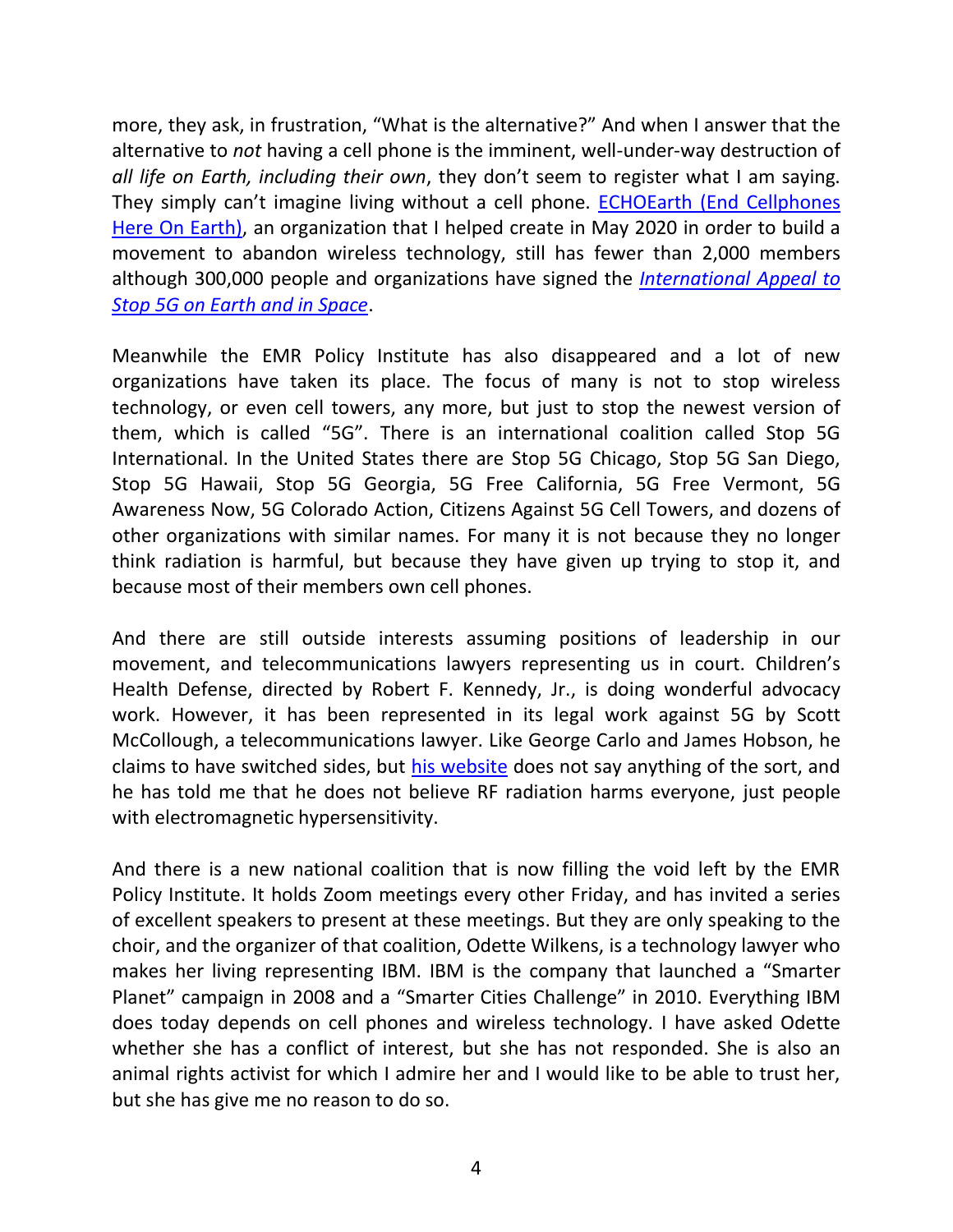more, they ask, in frustration, "What is the alternative?" And when I answer that the alternative to *not* having a cell phone is the imminent, well-under-way destruction of *all life on Earth, including their own*, they don't seem to register what I am saying. They simply can't imagine living without a cell phone. [ECHOEarth (End Cellphones Here On Earth)](), an organization that I helped create in May 2020 in order to build a movement to abandon wireless technology, still has fewer than 2,000 members although 300,000 people and organizations have signed the [*International Appeal to Stop 5G on Earth and in Space*]().

Meanwhile the EMR Policy Institute has also disappeared and a lot of new organizations have taken its place. The focus of many is not to stop wireless technology, or even cell towers, any more, but just to stop the newest version of them, which is called "5G". There is an international coalition called Stop 5G International. In the United States there are Stop 5G Chicago, Stop 5G San Diego, Stop 5G Hawaii, Stop 5G Georgia, 5G Free California, 5G Free Vermont, 5G Awareness Now, 5G Colorado Action, Citizens Against 5G Cell Towers, and dozens of other organizations with similar names. For many it is not because they no longer think radiation is harmful, but because they have given up trying to stop it, and because most of their members own cell phones.

And there are still outside interests assuming positions of leadership in our movement, and telecommunications lawyers representing us in court. Children's Health Defense, directed by Robert F. Kennedy, Jr., is doing wonderful advocacy work. However, it has been represented in its legal work against 5G by Scott McCollough, a telecommunications lawyer. Like George Carlo and James Hobson, he claims to have switched sides, but [his website]() does not say anything of the sort, and he has told me that he does not believe RF radiation harms everyone, just people with electromagnetic hypersensitivity.

And there is a new national coalition that is now filling the void left by the EMR Policy Institute. It holds Zoom meetings every other Friday, and has invited a series of excellent speakers to present at these meetings. But they are only speaking to the choir, and the organizer of that coalition, Odette Wilkens, is a technology lawyer who makes her living representing IBM. IBM is the company that launched a "Smarter Planet" campaign in 2008 and a "Smarter Cities Challenge" in 2010. Everything IBM does today depends on cell phones and wireless technology. I have asked Odette whether she has a conflict of interest, but she has not responded. She is also an animal rights activist for which I admire her and I would like to be able to trust her, but she has give me no reason to do so.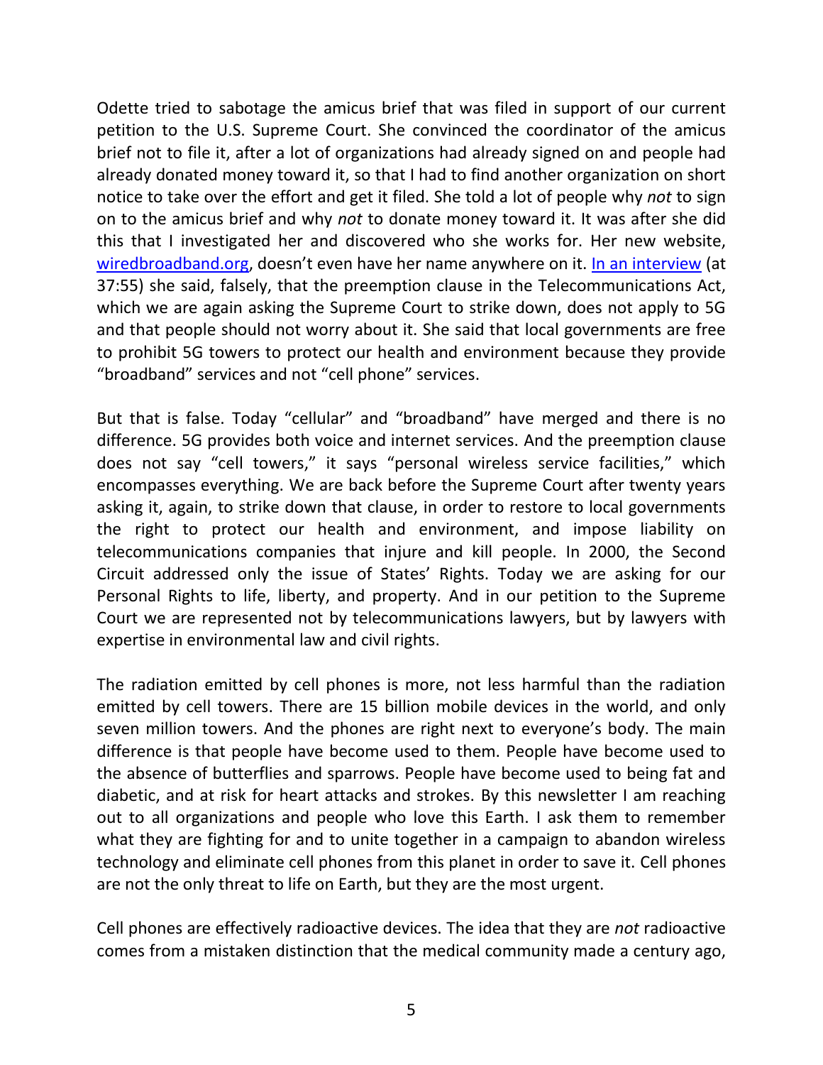Odette tried to sabotage the amicus brief that was filed in support of our current petition to the U.S. Supreme Court. She convinced the coordinator of the amicus brief not to file it, after a lot of organizations had already signed on and people had already donated money toward it, so that I had to find another organization on short notice to take over the effort and get it filed. She told a lot of people why *not* to sign on to the amicus brief and why *not* to donate money toward it. It was after she did this that I investigated her and discovered who she works for. Her new website, wiredbroadband.org, doesn't even have her name anywhere on it. In an interview (at 37:55) she said, falsely, that the preemption clause in the Telecommunications Act, which we are again asking the Supreme Court to strike down, does not apply to 5G and that people should not worry about it. She said that local governments are free to prohibit 5G towers to protect our health and environment because they provide "broadband" services and not "cell phone" services.

But that is false. Today "cellular" and "broadband" have merged and there is no difference. 5G provides both voice and internet services. And the preemption clause does not say "cell towers," it says "personal wireless service facilities," which encompasses everything. We are back before the Supreme Court after twenty years asking it, again, to strike down that clause, in order to restore to local governments the right to protect our health and environment, and impose liability on telecommunications companies that injure and kill people. In 2000, the Second Circuit addressed only the issue of States' Rights. Today we are asking for our Personal Rights to life, liberty, and property. And in our petition to the Supreme Court we are represented not by telecommunications lawyers, but by lawyers with expertise in environmental law and civil rights.

The radiation emitted by cell phones is more, not less harmful than the radiation emitted by cell towers. There are 15 billion mobile devices in the world, and only seven million towers. And the phones are right next to everyone's body. The main difference is that people have become used to them. People have become used to the absence of butterflies and sparrows. People have become used to being fat and diabetic, and at risk for heart attacks and strokes. By this newsletter I am reaching out to all organizations and people who love this Earth. I ask them to remember what they are fighting for and to unite together in a campaign to abandon wireless technology and eliminate cell phones from this planet in order to save it. Cell phones are not the only threat to life on Earth, but they are the most urgent.

Cell phones are effectively radioactive devices. The idea that they are *not* radioactive comes from a mistaken distinction that the medical community made a century ago,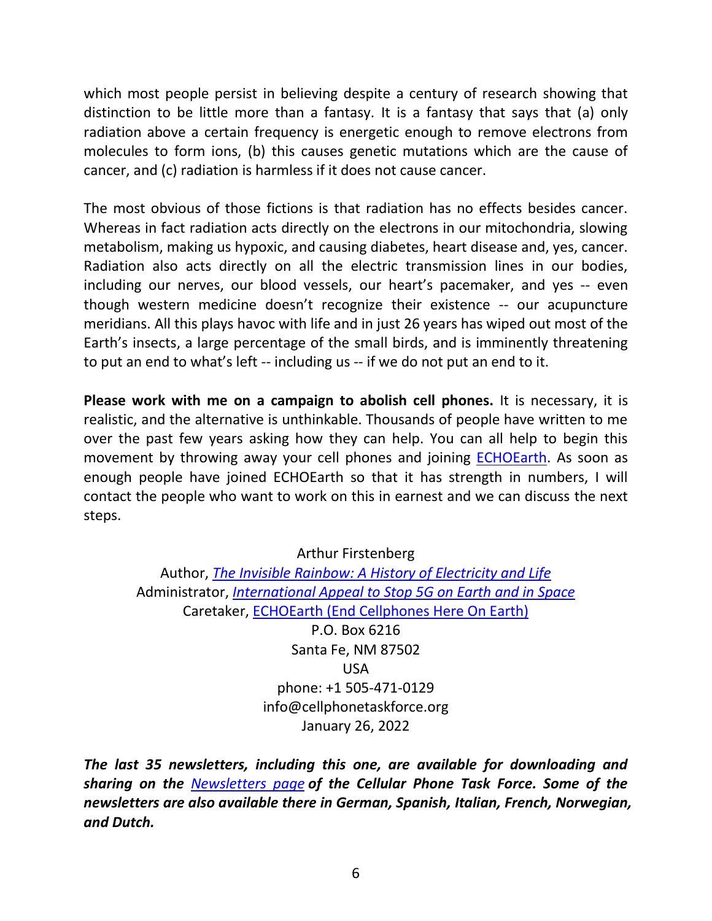which most people persist in believing despite a century of research showing that distinction to be little more than a fantasy. It is a fantasy that says that (a) only radiation above a certain frequency is energetic enough to remove electrons from molecules to form ions, (b) this causes genetic mutations which are the cause of cancer, and (c) radiation is harmless if it does not cause cancer.

The most obvious of those fictions is that radiation has no effects besides cancer. Whereas in fact radiation acts directly on the electrons in our mitochondria, slowing metabolism, making us hypoxic, and causing diabetes, heart disease and, yes, cancer. Radiation also acts directly on all the electric transmission lines in our bodies, including our nerves, our blood vessels, our heart's pacemaker, and yes -- even though western medicine doesn't recognize their existence -- our acupuncture meridians. All this plays havoc with life and in just 26 years has wiped out most of the Earth's insects, a large percentage of the small birds, and is imminently threatening to put an end to what's left -- including us -- if we do not put an end to it.

**Please work with me on a campaign to abolish cell phones.** It is necessary, it is realistic, and the alternative is unthinkable. Thousands of people have written to me over the past few years asking how they can help. You can all help to begin this movement by throwing away your cell phones and joining ECHOEarth. As soon as enough people have joined ECHOEarth so that it has strength in numbers, I will contact the people who want to work on this in earnest and we can discuss the next steps.

Arthur Firstenberg
Author, *The Invisible Rainbow: A History of Electricity and Life*
Administrator, *International Appeal to Stop 5G on Earth and in Space*
Caretaker, ECHOEarth (End Cellphones Here On Earth)
P.O. Box 6216
Santa Fe, NM 87502
USA
phone: +1 505-471-0129
info@cellphonetaskforce.org
January 26, 2022

***The last 35 newsletters, including this one, are available for downloading and sharing on the Newsletters page of the Cellular Phone Task Force. Some of the newsletters are also available there in German, Spanish, Italian, French, Norwegian, and Dutch.***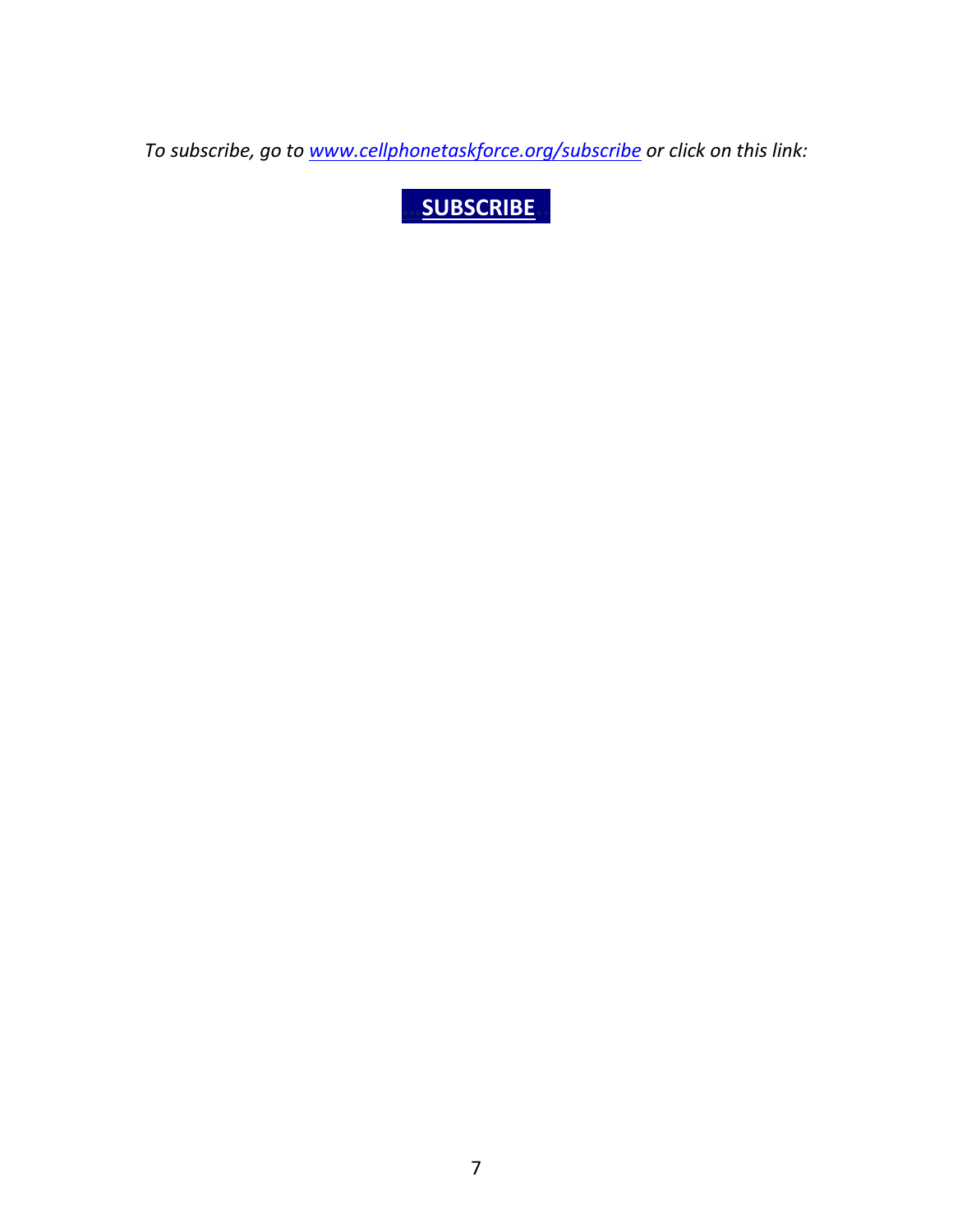*To subscribe, go to [www.cellphonetaskforce.org/subscribe](http://www.cellphonetaskforce.org/subscribe) or click on this link:*

**SUBSCRIBE**